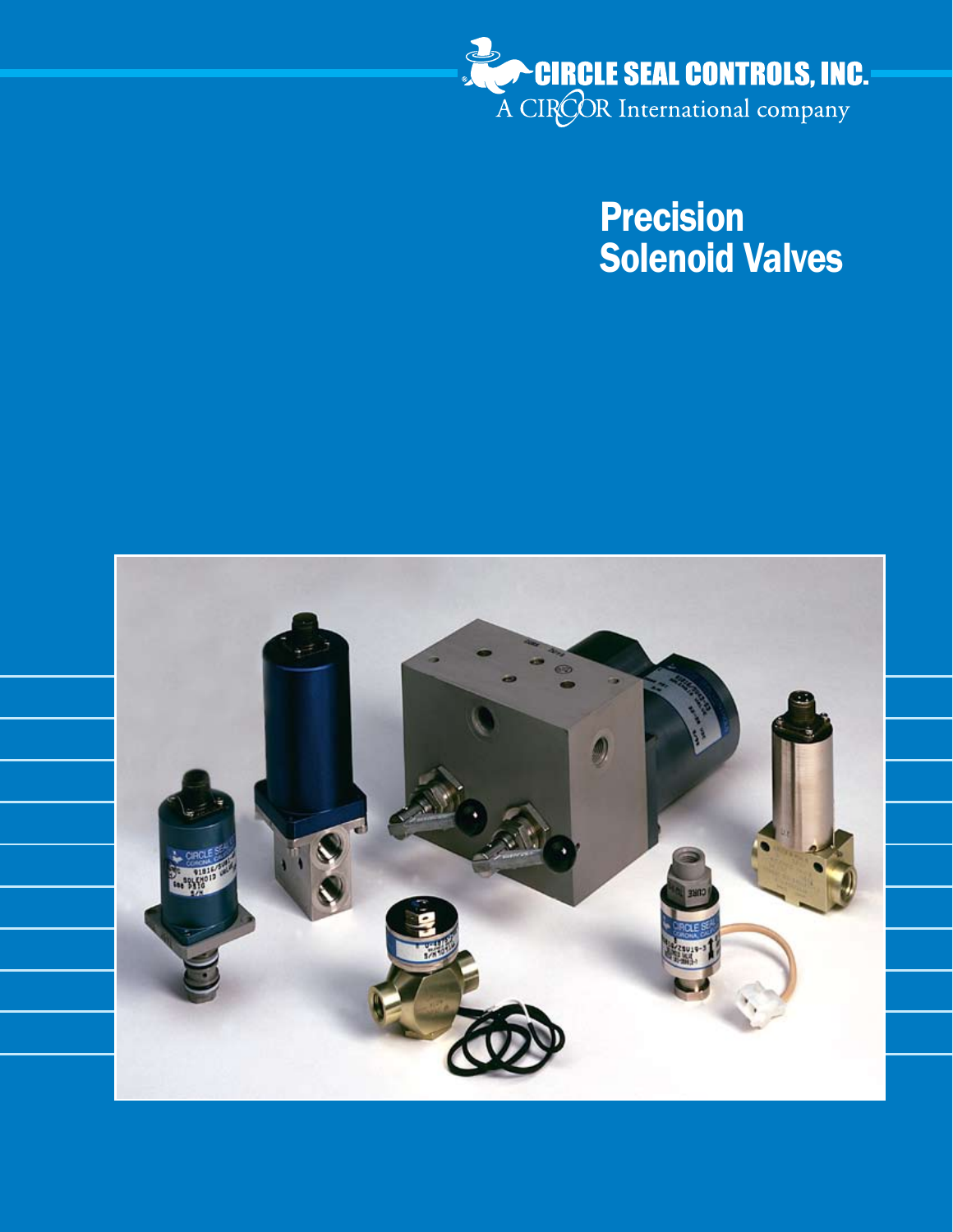CIRCLE SEAL CONTROLS, INC.

A CIRCOR International company

# Precision Solenoid Valves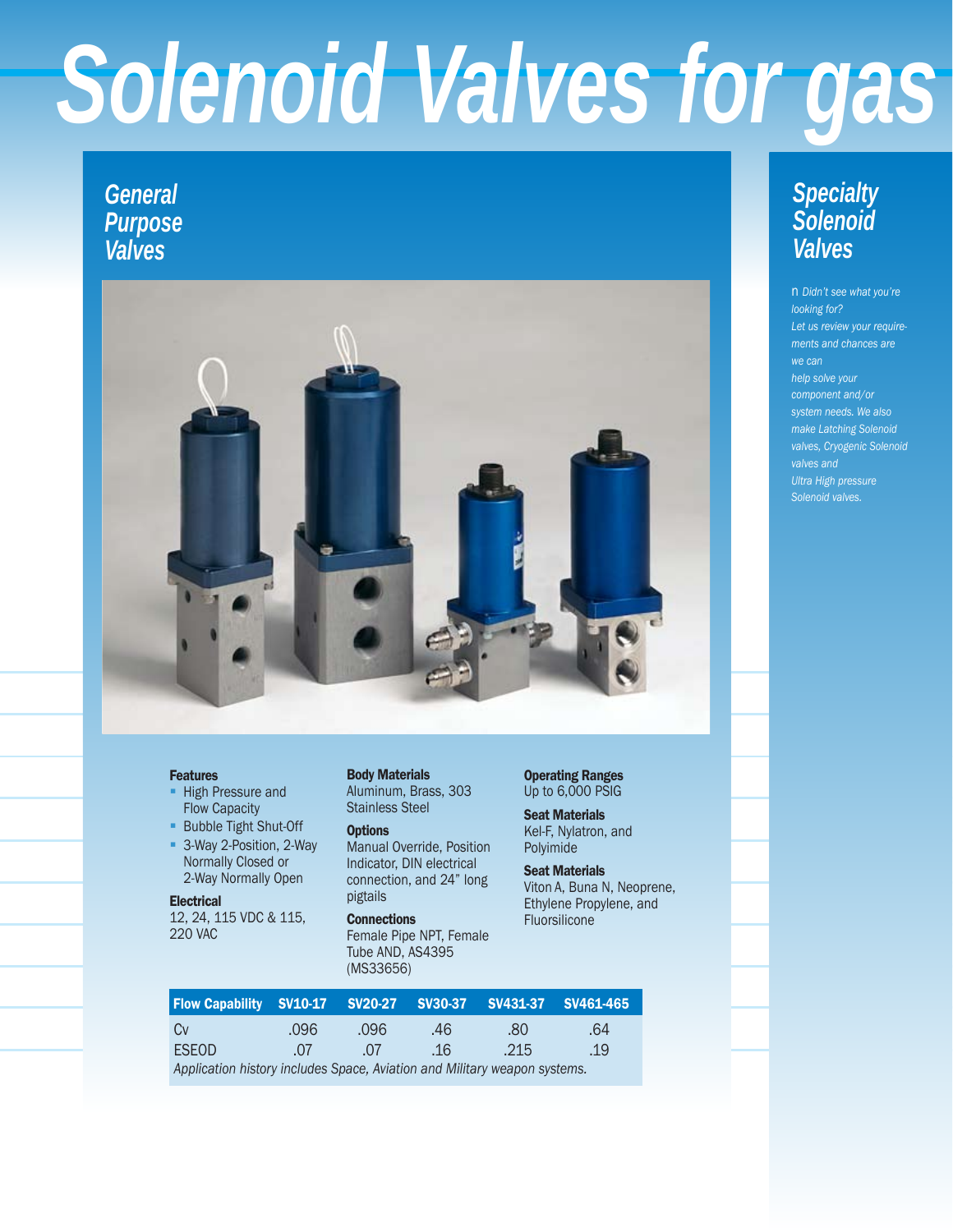# Solenoid Valves for gas

## General Purpose Valves

**Features**
- High Pressure and Flow Capacity
- Bubble Tight Shut-Off
- 3-Way 2-Position, 2-Way Normally Closed or 2-Way Normally Open

**Electrical**
12, 24, 115 VDC & 115, 220 VAC

**Body Materials**
Aluminum, Brass, 303 Stainless Steel

**Options**
Manual Override, Position Indicator, DIN electrical connection, and 24" long pigtails

**Connections**
Female Pipe NPT, Female Tube AND, AS4395 (MS33656)

**Operating Ranges**
Up to 6,000 PSIG

**Seat Materials**
Kel-F, Nylatron, and Polyimide

**Seat Materials**
Viton A, Buna N, Neoprene, Ethylene Propylene, and Fluorsilicone

| Flow Capability | SV10-17 | SV20-27 | SV30-37 | SV431-37 | SV461-465 |
|---|---|---|---|---|---|
| Cv | .096 | .096 | .46 | .80 | .64 |
| ESEOD | .07 | .07 | .16 | .215 | .19 |

*Application history includes Space, Aviation and Military weapon systems.*

## Specialty Solenoid Valves

- *Didn't see what you're looking for? Let us review your requirements and chances are we can help solve your component and/or system needs. We also make Latching Solenoid valves, Cryogenic Solenoid valves and Ultra High pressure Solenoid valves.*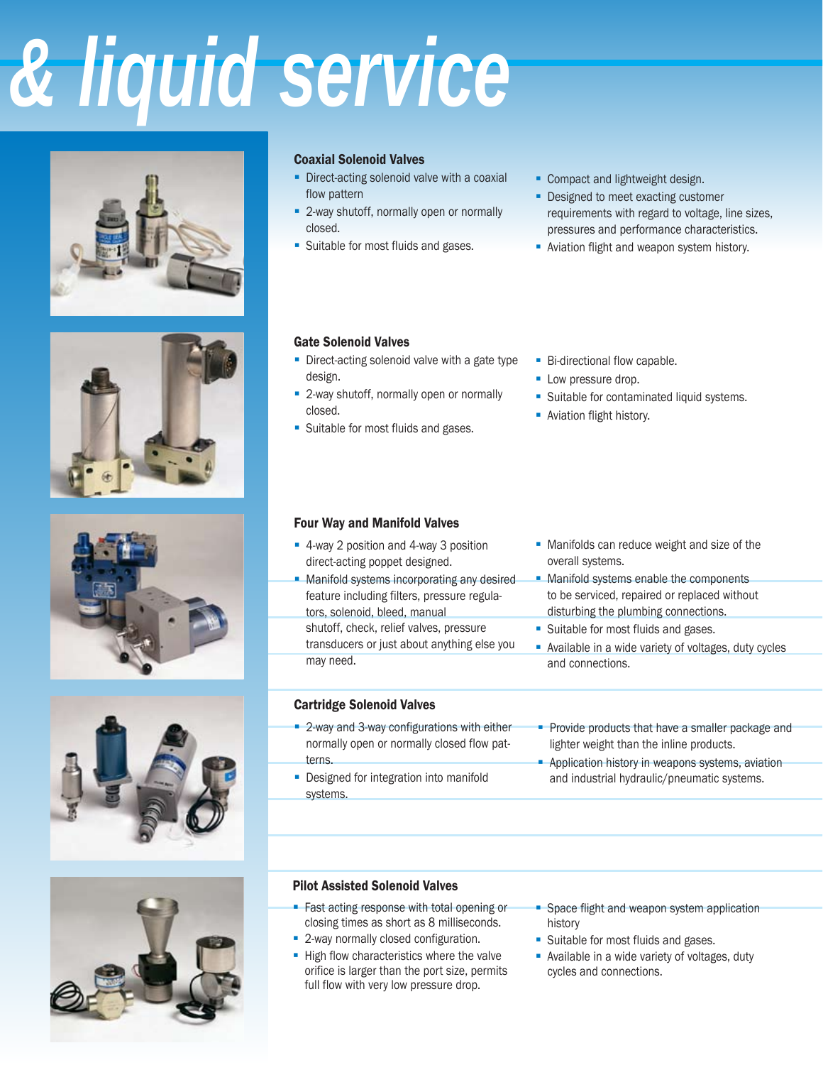# & liquid service

### Coaxial Solenoid Valves

- Direct-acting solenoid valve with a coaxial flow pattern
- 2-way shutoff, normally open or normally closed.
- Suitable for most fluids and gases.
- Compact and lightweight design.
- Designed to meet exacting customer requirements with regard to voltage, line sizes, pressures and performance characteristics.
- Aviation flight and weapon system history.

### Gate Solenoid Valves

- Direct-acting solenoid valve with a gate type design.
- 2-way shutoff, normally open or normally closed.
- Suitable for most fluids and gases.
- Bi-directional flow capable.
- Low pressure drop.
- Suitable for contaminated liquid systems.
- Aviation flight history.

### Four Way and Manifold Valves

- 4-way 2 position and 4-way 3 position direct-acting poppet designed.
- Manifold systems incorporating any desired feature including filters, pressure regulators, solenoid, bleed, manual shutoff, check, relief valves, pressure transducers or just about anything else you may need.
- Manifolds can reduce weight and size of the overall systems.
- Manifold systems enable the components to be serviced, repaired or replaced without disturbing the plumbing connections.
- Suitable for most fluids and gases.
- Available in a wide variety of voltages, duty cycles and connections.

### Cartridge Solenoid Valves

- 2-way and 3-way configurations with either normally open or normally closed flow patterns.
- Designed for integration into manifold systems.
- Provide products that have a smaller package and lighter weight than the inline products.
- Application history in weapons systems, aviation and industrial hydraulic/pneumatic systems.

### Pilot Assisted Solenoid Valves

- Fast acting response with total opening or closing times as short as 8 milliseconds.
- 2-way normally closed configuration.
- High flow characteristics where the valve orifice is larger than the port size, permits full flow with very low pressure drop.
- Space flight and weapon system application history
- Suitable for most fluids and gases.
- Available in a wide variety of voltages, duty cycles and connections.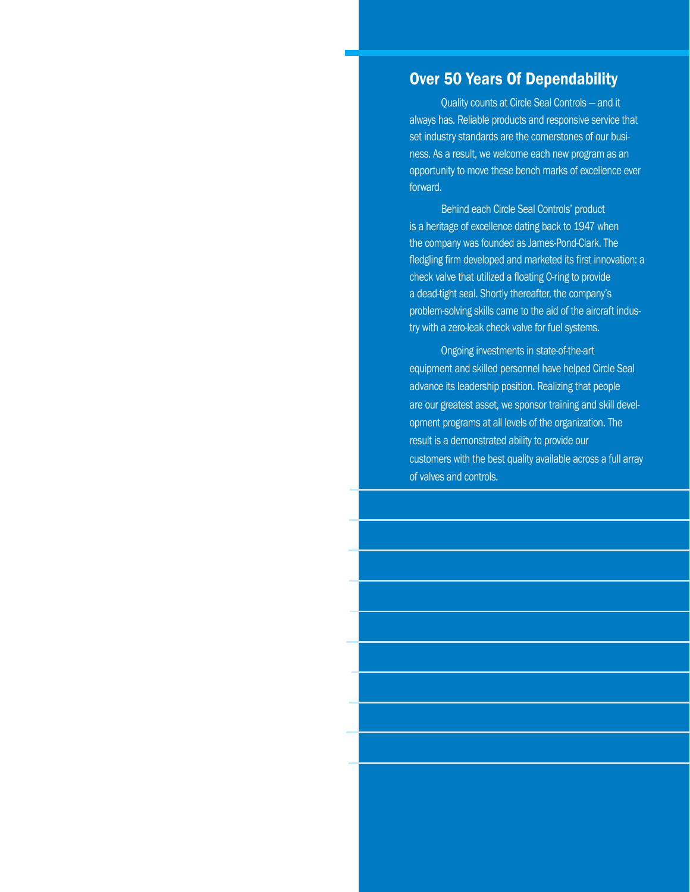## Over 50 Years Of Dependability

Quality counts at Circle Seal Controls — and it always has. Reliable products and responsive service that set industry standards are the cornerstones of our business. As a result, we welcome each new program as an opportunity to move these bench marks of excellence ever forward.

Behind each Circle Seal Controls' product is a heritage of excellence dating back to 1947 when the company was founded as James-Pond-Clark. The fledgling firm developed and marketed its first innovation: a check valve that utilized a floating O-ring to provide a dead-tight seal. Shortly thereafter, the company's problem-solving skills came to the aid of the aircraft industry with a zero-leak check valve for fuel systems.

Ongoing investments in state-of-the-art equipment and skilled personnel have helped Circle Seal advance its leadership position. Realizing that people are our greatest asset, we sponsor training and skill development programs at all levels of the organization. The result is a demonstrated ability to provide our customers with the best quality available across a full array of valves and controls.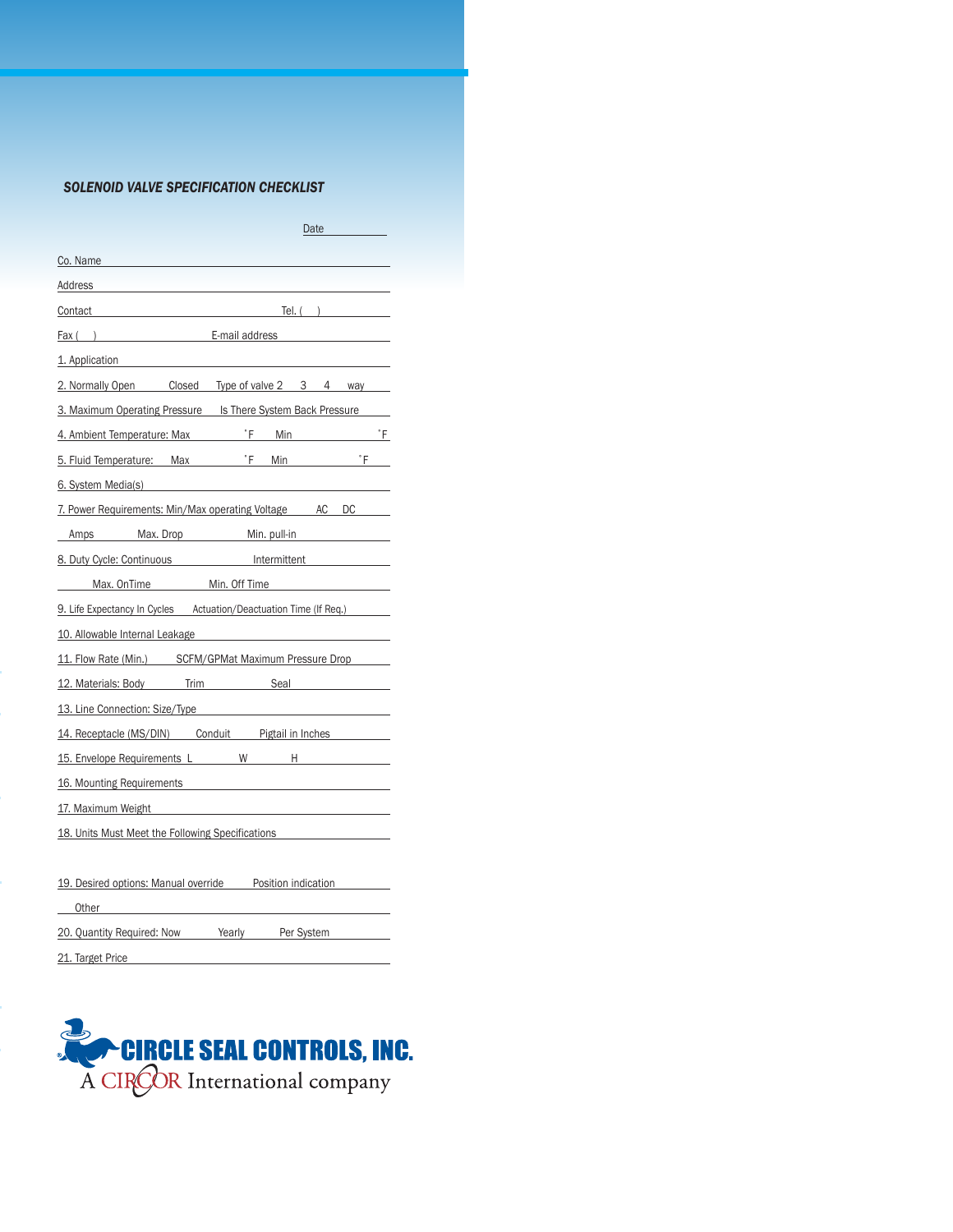## *SOLENOID VALVE SPECIFICATION CHECKLIST*

Date ____________

Co. Name ______________________________________________

Address ______________________________________________

Contact ______________________________ Tel. ( ) __________

Fax ( ) ____________________ E-mail address ______________

1. Application ______________________________________________

2. Normally Open ______ Closed ______ Type of valve 2 3 4 way

3. Maximum Operating Pressure ______ Is There System Back Pressure ______

4. Ambient Temperature: Max ______ ˚F Min ______ ˚F

5. Fluid Temperature: Max ______ ˚F Min ______ ˚F

6. System Media(s) ______________________________________________

7. Power Requirements: Min/Max operating Voltage ______ AC DC

Amps ______ Max. Drop ______ Min. pull-in ______

8. Duty Cycle: Continuous ______ Intermittent ______

Max. OnTime ______ Min. Off Time ______

9. Life Expectancy In Cycles ______ Actuation/Deactuation Time (If Req.) ______

10. Allowable Internal Leakage ______________________________________________

11. Flow Rate (Min.) ______ SCFM/GPMat Maximum Pressure Drop ______

12. Materials: Body ______ Trim ______ Seal ______

13. Line Connection: Size/Type ______________________________________________

14. Receptacle (MS/DIN) ______ Conduit ______ Pigtail in Inches ______

15. Envelope Requirements L ______ W ______ H ______

16. Mounting Requirements ______________________________________________

17. Maximum Weight ______________________________________________

18. Units Must Meet the Following Specifications ______________________________________________

19. Desired options: Manual override ______ Position indication ______

Other ______________________________________________

20. Quantity Required: Now ______ Yearly ______ Per System ______

21. Target Price ______________________________________________

**CIRCLE SEAL CONTROLS, INC.**

A CIRCOR International company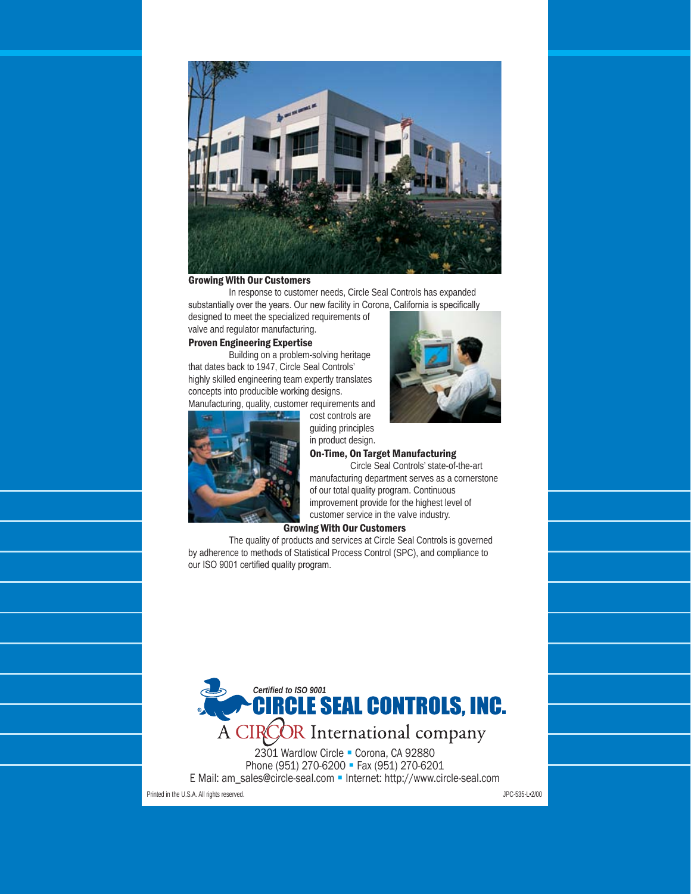### Growing With Our Customers

In response to customer needs, Circle Seal Controls has expanded substantially over the years. Our new facility in Corona, California is specifically designed to meet the specialized requirements of valve and regulator manufacturing.

### Proven Engineering Expertise

Building on a problem-solving heritage that dates back to 1947, Circle Seal Controls' highly skilled engineering team expertly translates concepts into producible working designs. Manufacturing, quality, customer requirements and cost controls are guiding principles in product design.

### On-Time, On Target Manufacturing

Circle Seal Controls' state-of-the-art manufacturing department serves as a cornerstone of our total quality program. Continuous improvement provide for the highest level of customer service in the valve industry.

### Growing With Our Customers

The quality of products and services at Circle Seal Controls is governed by adherence to methods of Statistical Process Control (SPC), and compliance to our ISO 9001 certified quality program.

*Certified to ISO 9001*

**CIRCLE SEAL CONTROLS, INC.**

A CIRCOR International company

2301 Wardlow Circle ▪ Corona, CA 92880
Phone (951) 270-6200 ▪ Fax (951) 270-6201
E Mail: am_sales@circle-seal.com ▪ Internet: http://www.circle-seal.com

Printed in the U.S.A. All rights reserved.

JPC-535-L•2/00